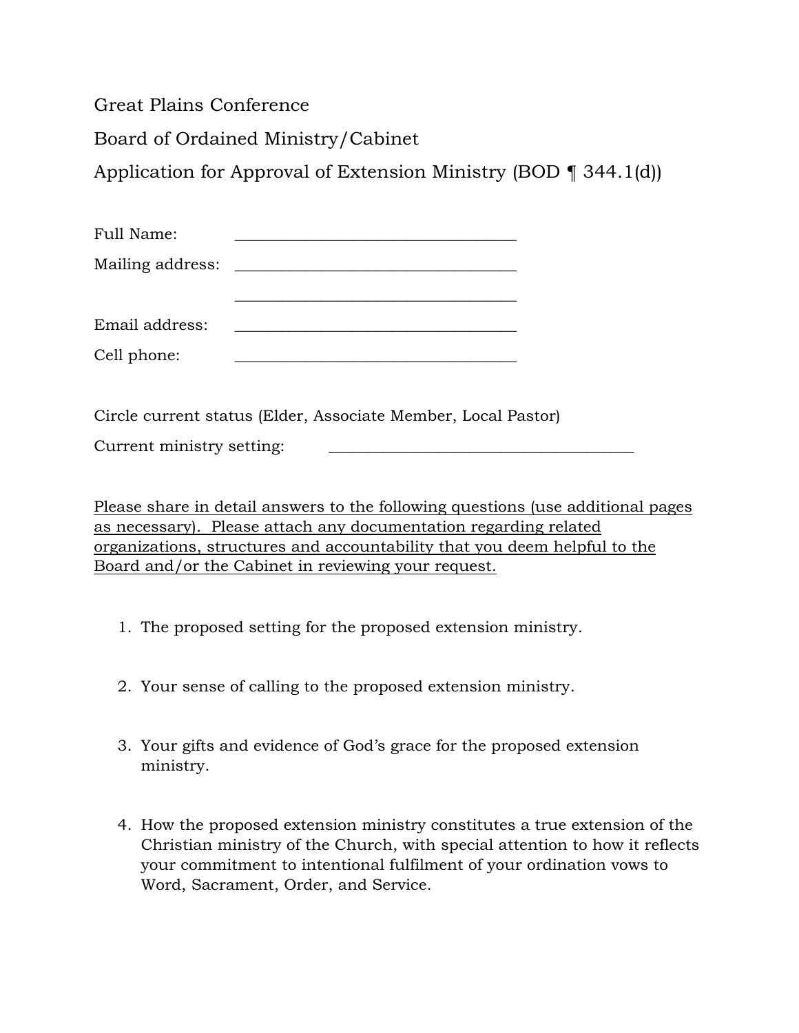Great Plains Conference

Board of Ordained Ministry/Cabinet

Application for Approval of Extension Ministry (BOD ¶ 344.1(d))

Full Name: ___________________________________

Mailing address: ___________________________________

___________________________________

Email address: ___________________________________

Cell phone: ___________________________________

Circle current status (Elder, Associate Member, Local Pastor)

Current ministry setting: ______________________________________

<u>Please share in detail answers to the following questions (use additional pages as necessary). Please attach any documentation regarding related organizations, structures and accountability that you deem helpful to the Board and/or the Cabinet in reviewing your request.</u>

1. The proposed setting for the proposed extension ministry.

2. Your sense of calling to the proposed extension ministry.

3. Your gifts and evidence of God's grace for the proposed extension ministry.

4. How the proposed extension ministry constitutes a true extension of the Christian ministry of the Church, with special attention to how it reflects your commitment to intentional fulfilment of your ordination vows to Word, Sacrament, Order, and Service.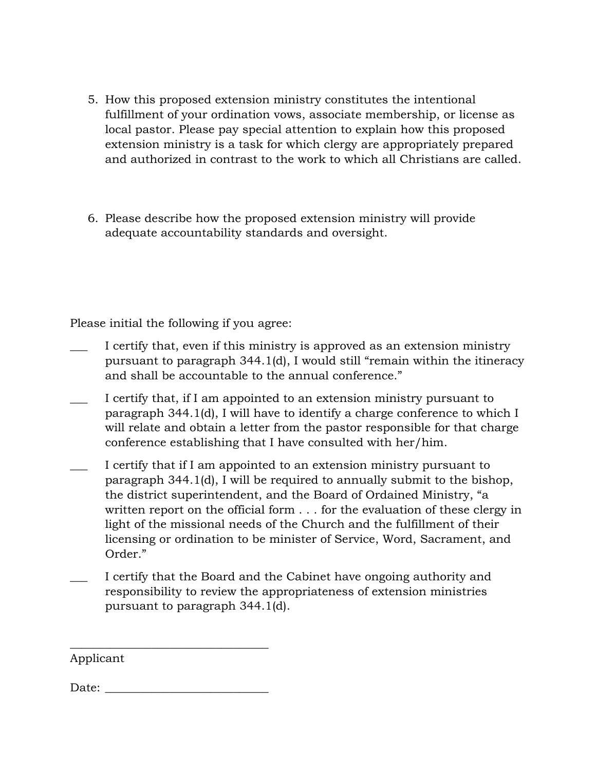5. How this proposed extension ministry constitutes the intentional fulfillment of your ordination vows, associate membership, or license as local pastor. Please pay special attention to explain how this proposed extension ministry is a task for which clergy are appropriately prepared and authorized in contrast to the work to which all Christians are called.

6. Please describe how the proposed extension ministry will provide adequate accountability standards and oversight.

Please initial the following if you agree:

___ I certify that, even if this ministry is approved as an extension ministry pursuant to paragraph 344.1(d), I would still "remain within the itineracy and shall be accountable to the annual conference."

___ I certify that, if I am appointed to an extension ministry pursuant to paragraph 344.1(d), I will have to identify a charge conference to which I will relate and obtain a letter from the pastor responsible for that charge conference establishing that I have consulted with her/him.

___ I certify that if I am appointed to an extension ministry pursuant to paragraph 344.1(d), I will be required to annually submit to the bishop, the district superintendent, and the Board of Ordained Ministry, "a written report on the official form . . . for the evaluation of these clergy in light of the missional needs of the Church and the fulfillment of their licensing or ordination to be minister of Service, Word, Sacrament, and Order."

___ I certify that the Board and the Cabinet have ongoing authority and responsibility to review the appropriateness of extension ministries pursuant to paragraph 344.1(d).

_________________________________
Applicant

Date: ___________________________